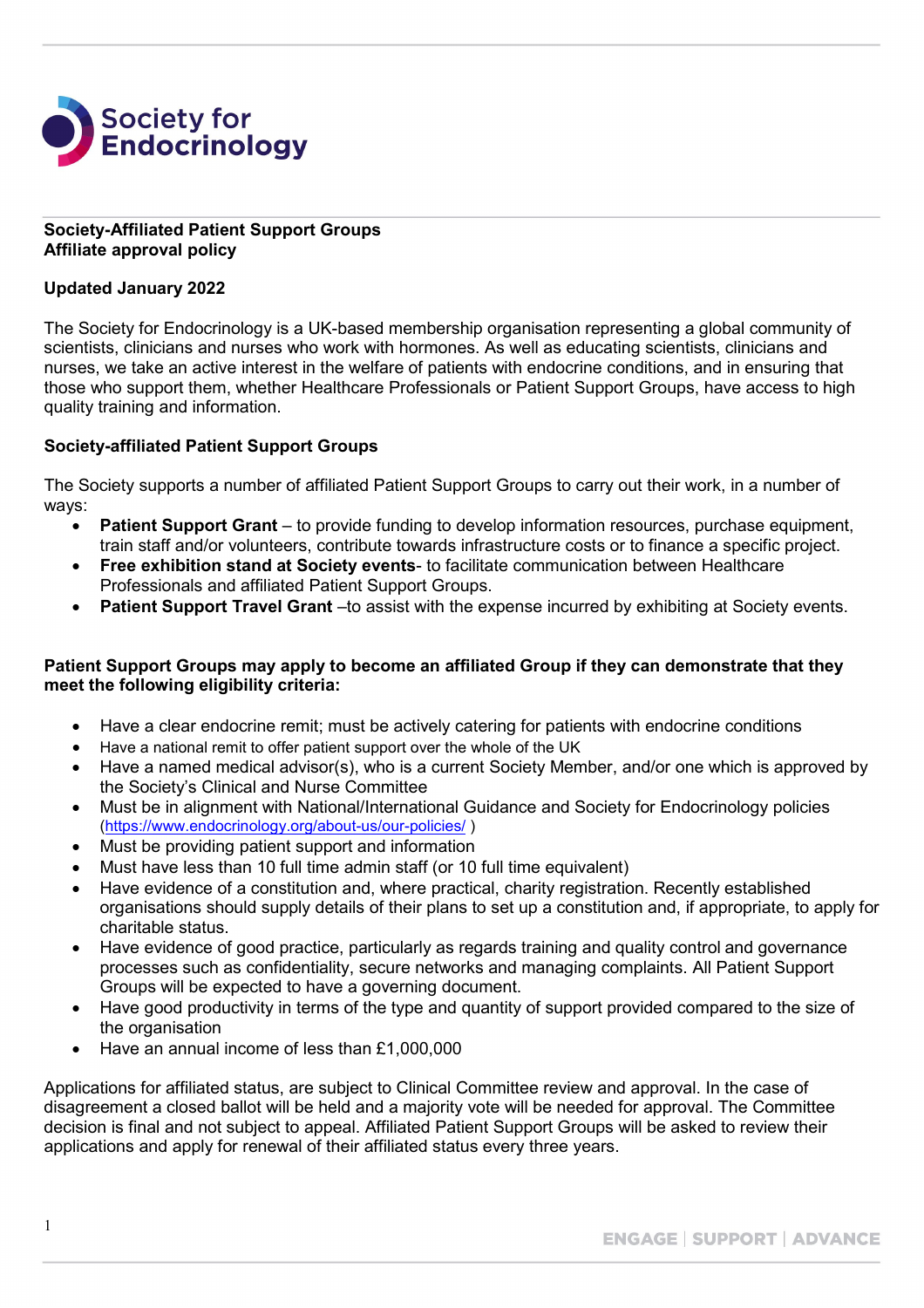Society for Endocrinology

**Society-Affiliated Patient Support Groups**
**Affiliate approval policy**

**Updated January 2022**

The Society for Endocrinology is a UK-based membership organisation representing a global community of scientists, clinicians and nurses who work with hormones. As well as educating scientists, clinicians and nurses, we take an active interest in the welfare of patients with endocrine conditions, and in ensuring that those who support them, whether Healthcare Professionals or Patient Support Groups, have access to high quality training and information.

**Society-affiliated Patient Support Groups**

The Society supports a number of affiliated Patient Support Groups to carry out their work, in a number of ways:

- **Patient Support Grant** – to provide funding to develop information resources, purchase equipment, train staff and/or volunteers, contribute towards infrastructure costs or to finance a specific project.
- **Free exhibition stand at Society events**- to facilitate communication between Healthcare Professionals and affiliated Patient Support Groups.
- **Patient Support Travel Grant** –to assist with the expense incurred by exhibiting at Society events.

**Patient Support Groups may apply to become an affiliated Group if they can demonstrate that they meet the following eligibility criteria:**

- Have a clear endocrine remit; must be actively catering for patients with endocrine conditions
- Have a national remit to offer patient support over the whole of the UK
- Have a named medical advisor(s), who is a current Society Member, and/or one which is approved by the Society's Clinical and Nurse Committee
- Must be in alignment with National/International Guidance and Society for Endocrinology policies (https://www.endocrinology.org/about-us/our-policies/ )
- Must be providing patient support and information
- Must have less than 10 full time admin staff (or 10 full time equivalent)
- Have evidence of a constitution and, where practical, charity registration. Recently established organisations should supply details of their plans to set up a constitution and, if appropriate, to apply for charitable status.
- Have evidence of good practice, particularly as regards training and quality control and governance processes such as confidentiality, secure networks and managing complaints. All Patient Support Groups will be expected to have a governing document.
- Have good productivity in terms of the type and quantity of support provided compared to the size of the organisation
- Have an annual income of less than £1,000,000

Applications for affiliated status, are subject to Clinical Committee review and approval. In the case of disagreement a closed ballot will be held and a majority vote will be needed for approval. The Committee decision is final and not subject to appeal. Affiliated Patient Support Groups will be asked to review their applications and apply for renewal of their affiliated status every three years.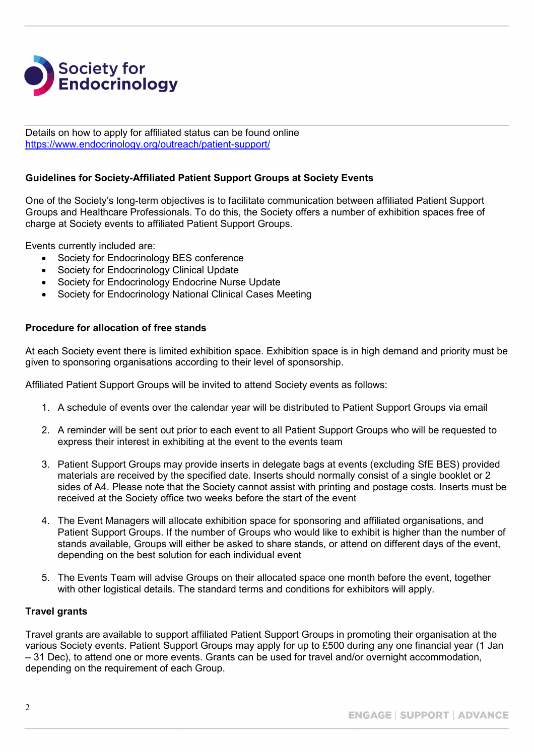Details on how to apply for affiliated status can be found online https://www.endocrinology.org/outreach/patient-support/

**Guidelines for Society-Affiliated Patient Support Groups at Society Events**

One of the Society's long-term objectives is to facilitate communication between affiliated Patient Support Groups and Healthcare Professionals. To do this, the Society offers a number of exhibition spaces free of charge at Society events to affiliated Patient Support Groups.

Events currently included are:

- Society for Endocrinology BES conference
- Society for Endocrinology Clinical Update
- Society for Endocrinology Endocrine Nurse Update
- Society for Endocrinology National Clinical Cases Meeting

**Procedure for allocation of free stands**

At each Society event there is limited exhibition space. Exhibition space is in high demand and priority must be given to sponsoring organisations according to their level of sponsorship.

Affiliated Patient Support Groups will be invited to attend Society events as follows:

1. A schedule of events over the calendar year will be distributed to Patient Support Groups via email
2. A reminder will be sent out prior to each event to all Patient Support Groups who will be requested to express their interest in exhibiting at the event to the events team
3. Patient Support Groups may provide inserts in delegate bags at events (excluding SfE BES) provided materials are received by the specified date. Inserts should normally consist of a single booklet or 2 sides of A4. Please note that the Society cannot assist with printing and postage costs. Inserts must be received at the Society office two weeks before the start of the event
4. The Event Managers will allocate exhibition space for sponsoring and affiliated organisations, and Patient Support Groups. If the number of Groups who would like to exhibit is higher than the number of stands available, Groups will either be asked to share stands, or attend on different days of the event, depending on the best solution for each individual event
5. The Events Team will advise Groups on their allocated space one month before the event, together with other logistical details. The standard terms and conditions for exhibitors will apply.

**Travel grants**

Travel grants are available to support affiliated Patient Support Groups in promoting their organisation at the various Society events. Patient Support Groups may apply for up to £500 during any one financial year (1 Jan – 31 Dec), to attend one or more events. Grants can be used for travel and/or overnight accommodation, depending on the requirement of each Group.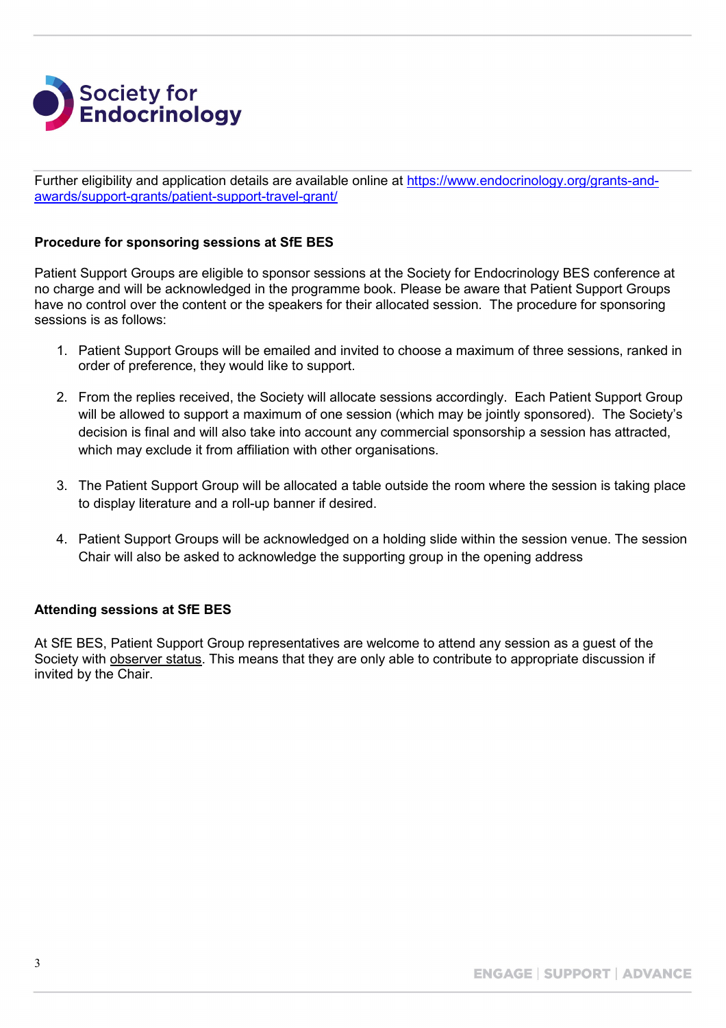Further eligibility and application details are available online at [https://www.endocrinology.org/grants-and-awards/support-grants/patient-support-travel-grant/](https://www.endocrinology.org/grants-and-awards/support-grants/patient-support-travel-grant/)

**Procedure for sponsoring sessions at SfE BES**

Patient Support Groups are eligible to sponsor sessions at the Society for Endocrinology BES conference at no charge and will be acknowledged in the programme book. Please be aware that Patient Support Groups have no control over the content or the speakers for their allocated session. The procedure for sponsoring sessions is as follows:

1. Patient Support Groups will be emailed and invited to choose a maximum of three sessions, ranked in order of preference, they would like to support.

2. From the replies received, the Society will allocate sessions accordingly. Each Patient Support Group will be allowed to support a maximum of one session (which may be jointly sponsored). The Society's decision is final and will also take into account any commercial sponsorship a session has attracted, which may exclude it from affiliation with other organisations.

3. The Patient Support Group will be allocated a table outside the room where the session is taking place to display literature and a roll-up banner if desired.

4. Patient Support Groups will be acknowledged on a holding slide within the session venue. The session Chair will also be asked to acknowledge the supporting group in the opening address

**Attending sessions at SfE BES**

At SfE BES, Patient Support Group representatives are welcome to attend any session as a guest of the Society with observer status. This means that they are only able to contribute to appropriate discussion if invited by the Chair.